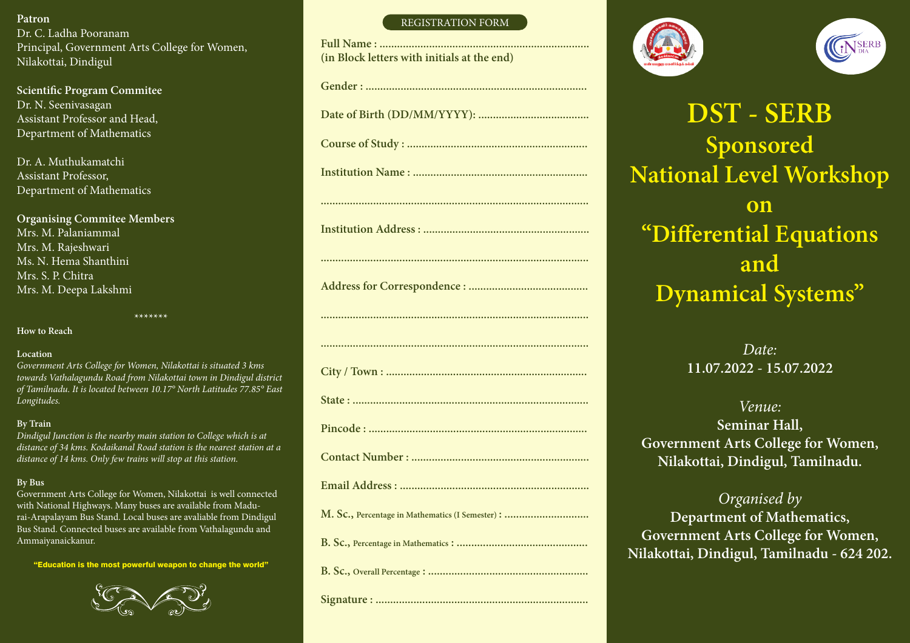**Patron**
Dr. C. Ladha Pooranam
Principal, Government Arts College for Women,
Nilakottai, Dindigul

**Scientific Program Commitee**
Dr. N. Seenivasagan
Assistant Professor and Head,
Department of Mathematics

Dr. A. Muthukamatchi
Assistant Professor,
Department of Mathematics

**Organising Commitee Members**
Mrs. M. Palaniammal
Mrs. M. Rajeshwari
Ms. N. Hema Shanthini
Mrs. S. P. Chitra
Mrs. M. Deepa Lakshmi

*******

**How to Reach**

**Location**
*Government Arts College for Women, Nilakottai is situated 3 kms towards Vathalagundu Road from Nilakottai town in Dindigul district of Tamilnadu. It is located between 10.17° North Latitudes 77.85° East Longitudes.*

**By Train**
*Dindigul Junction is the nearby main station to College which is at distance of 34 kms. Kodaikanal Road station is the nearest station at a distance of 14 kms. Only few trains will stop at this station.*

**By Bus**
Government Arts College for Women, Nilakottai is well connected with National Highways. Many buses are available from Madurai-Arapalayam Bus Stand. Local buses are avaliable from Dindigul Bus Stand. Connected buses are available from Vathalagundu and Ammaiyanaickanur.

**"Education is the most powerful weapon to change the world"**

## REGISTRATION FORM

**Full Name :** ........................................................................
**(in Block letters with initials at the end)**

**Gender :** ........................................................................

**Date of Birth (DD/MM/YYYY):** ......................................

**Course of Study :** ..............................................................

**Institution Name :** ............................................................

..........................................................................................

**Institution Address :** .........................................................

..........................................................................................

**Address for Correspondence :** .........................................

..........................................................................................

..........................................................................................

**City / Town :** .....................................................................

**State :** ................................................................................

**Pincode :** ...........................................................................

**Contact Number :** .............................................................

**Email Address :** .................................................................

**M. Sc.,** Percentage in Mathematics (I Semester) **:** .............................

**B. Sc.,** Percentage in Mathematics **:** .............................................

**B. Sc.,** Overall Percentage **:** .......................................................

**Signature :** .........................................................................

# DST - SERB
## Sponsored
## National Level Workshop
## on
## "Differential Equations and Dynamical Systems"

*Date:*
**11.07.2022 - 15.07.2022**

*Venue:*
**Seminar Hall,**
**Government Arts College for Women,**
**Nilakottai, Dindigul, Tamilnadu.**

*Organised by*
**Department of Mathematics,**
**Government Arts College for Women,**
**Nilakottai, Dindigul, Tamilnadu - 624 202.**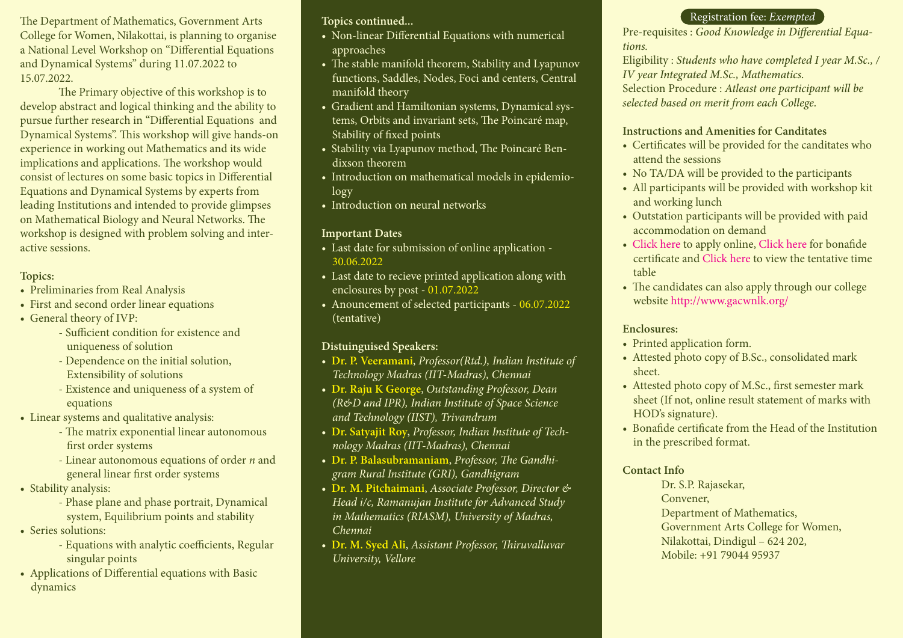The Department of Mathematics, Government Arts College for Women, Nilakottai, is planning to organise a National Level Workshop on "Differential Equations and Dynamical Systems" during 11.07.2022 to 15.07.2022.

The Primary objective of this workshop is to develop abstract and logical thinking and the ability to pursue further research in "Differential Equations and Dynamical Systems". This workshop will give hands-on experience in working out Mathematics and its wide implications and applications. The workshop would consist of lectures on some basic topics in Differential Equations and Dynamical Systems by experts from leading Institutions and intended to provide glimpses on Mathematical Biology and Neural Networks. The workshop is designed with problem solving and interactive sessions.

**Topics:**

- Preliminaries from Real Analysis
- First and second order linear equations
- General theory of IVP:
  - Sufficient condition for existence and uniqueness of solution
  - Dependence on the initial solution, Extensibility of solutions
  - Existence and uniqueness of a system of equations
- Linear systems and qualitative analysis:
  - The matrix exponential linear autonomous first order systems
  - Linear autonomous equations of order $n$ and general linear first order systems
- Stability analysis:
  - Phase plane and phase portrait, Dynamical system, Equilibrium points and stability
- Series solutions:
  - Equations with analytic coefficients, Regular singular points
- Applications of Differential equations with Basic dynamics

**Topics continued...**

- Non-linear Differential Equations with numerical approaches
- The stable manifold theorem, Stability and Lyapunov functions, Saddles, Nodes, Foci and centers, Central manifold theory
- Gradient and Hamiltonian systems, Dynamical systems, Orbits and invariant sets, The Poincaré map, Stability of fixed points
- Stability via Lyapunov method, The Poincaré Bendixson theorem
- Introduction on mathematical models in epidemiology
- Introduction on neural networks

**Important Dates**

- Last date for submission of online application - 30.06.2022
- Last date to recieve printed application along with enclosures by post - 01.07.2022
- Anouncement of selected participants - 06.07.2022 (tentative)

**Distuinguised Speakers:**

- **Dr. P. Veeramani**, *Professor(Rtd.), Indian Institute of Technology Madras (IIT-Madras), Chennai*
- **Dr. Raju K George**, *Outstanding Professor, Dean (R&D and IPR), Indian Institute of Space Science and Technology (IIST), Trivandrum*
- **Dr. Satyajit Roy**, *Professor, Indian Institute of Technology Madras (IIT-Madras), Chennai*
- **Dr. P. Balasubramaniam**, *Professor, The Gandhigram Rural Institute (GRI), Gandhigram*
- **Dr. M. Pitchaimani**, *Associate Professor, Director & Head i/c, Ramanujan Institute for Advanced Study in Mathematics (RIASM), University of Madras, Chennai*
- **Dr. M. Syed Ali**, *Assistant Professor, Thiruvalluvar University, Vellore*

Registration fee: *Exempted*

Pre-requisites : *Good Knowledge in Differential Equations.*

Eligibility : *Students who have completed I year M.Sc., / IV year Integrated M.Sc., Mathematics.*

Selection Procedure : *Atleast one participant will be selected based on merit from each College.*

**Instructions and Amenities for Canditates**

- Certificates will be provided for the canditates who attend the sessions
- No TA/DA will be provided to the participants
- All participants will be provided with workshop kit and working lunch
- Outstation participants will be provided with paid accommodation on demand
- Click here to apply online, Click here for bonafide certificate and Click here to view the tentative time table
- The candidates can also apply through our college website http://www.gacwnlk.org/

**Enclosures:**

- Printed application form.
- Attested photo copy of B.Sc., consolidated mark sheet.
- Attested photo copy of M.Sc., first semester mark sheet (If not, online result statement of marks with HOD's signature).
- Bonafide certificate from the Head of the Institution in the prescribed format.

**Contact Info**

Dr. S.P. Rajasekar,
Convener,
Department of Mathematics,
Government Arts College for Women,
Nilakottai, Dindigul – 624 202,
Mobile: +91 79044 95937